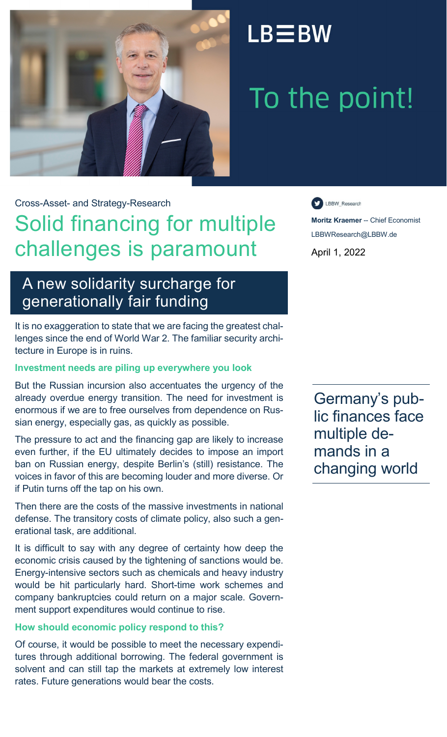LB≡BW

# To the point!

Cross-Asset- and Strategy-Research

# Solid financing for multiple challenges is paramount

LBBW_Research

**Moritz Kraemer** -- Chief Economist
LBBWResearch@LBBW.de

April 1, 2022

## A new solidarity surcharge for generationally fair funding

It is no exaggeration to state that we are facing the greatest challenges since the end of World War 2. The familiar security architecture in Europe is in ruins.

### Investment needs are piling up everywhere you look

But the Russian incursion also accentuates the urgency of the already overdue energy transition. The need for investment is enormous if we are to free ourselves from dependence on Russian energy, especially gas, as quickly as possible.

> Germany's public finances face multiple demands in a changing world

The pressure to act and the financing gap are likely to increase even further, if the EU ultimately decides to impose an import ban on Russian energy, despite Berlin's (still) resistance. The voices in favor of this are becoming louder and more diverse. Or if Putin turns off the tap on his own.

Then there are the costs of the massive investments in national defense. The transitory costs of climate policy, also such a generational task, are additional.

It is difficult to say with any degree of certainty how deep the economic crisis caused by the tightening of sanctions would be. Energy-intensive sectors such as chemicals and heavy industry would be hit particularly hard. Short-time work schemes and company bankruptcies could return on a major scale. Government support expenditures would continue to rise.

### How should economic policy respond to this?

Of course, it would be possible to meet the necessary expenditures through additional borrowing. The federal government is solvent and can still tap the markets at extremely low interest rates. Future generations would bear the costs.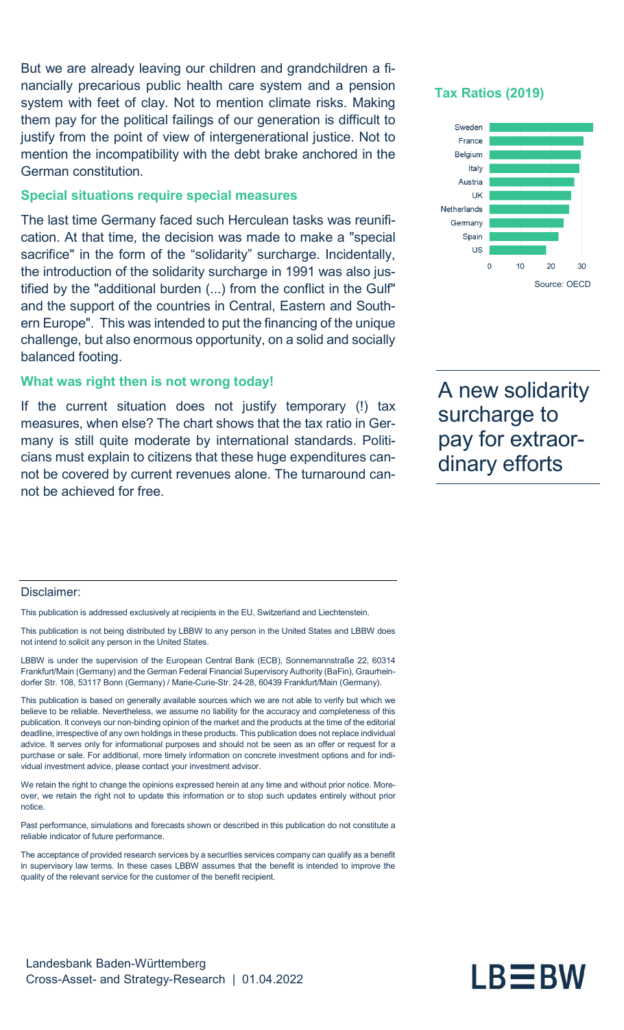But we are already leaving our children and grandchildren a financially precarious public health care system and a pension system with feet of clay. Not to mention climate risks. Making them pay for the political failings of our generation is difficult to justify from the point of view of intergenerational justice. Not to mention the incompatibility with the debt brake anchored in the German constitution.

### Special situations require special measures

The last time Germany faced such Herculean tasks was reunification. At that time, the decision was made to make a "special sacrifice" in the form of the "solidarity" surcharge. Incidentally, the introduction of the solidarity surcharge in 1991 was also justified by the "additional burden (...) from the conflict in the Gulf" and the support of the countries in Central, Eastern and Southern Europe". This was intended to put the financing of the unique challenge, but also enormous opportunity, on a solid and socially balanced footing.

### What was right then is not wrong today!

If the current situation does not justify temporary (!) tax measures, when else? The chart shows that the tax ratio in Germany is still quite moderate by international standards. Politicians must explain to citizens that these huge expenditures cannot be covered by current revenues alone. The turnaround cannot be achieved for free.

**Tax Ratios (2019)**

Sweden
France
Belgium
Italy
Austria
UK
Netherlands
Germany
Spain
US

0 10 20 30

Source: OECD

## A new solidarity surcharge to pay for extraordinary efforts

---

Disclaimer:

This publication is addressed exclusively at recipients in the EU, Switzerland and Liechtenstein.

This publication is not being distributed by LBBW to any person in the United States and LBBW does not intend to solicit any person in the United States.

LBBW is under the supervision of the European Central Bank (ECB), Sonnemannstraße 22, 60314 Frankfurt/Main (Germany) and the German Federal Financial Supervisory Authority (BaFin), Graurheindorfer Str. 108, 53117 Bonn (Germany) / Marie-Curie-Str. 24-28, 60439 Frankfurt/Main (Germany).

This publication is based on generally available sources which we are not able to verify but which we believe to be reliable. Nevertheless, we assume no liability for the accuracy and completeness of this publication. It conveys our non-binding opinion of the market and the products at the time of the editorial deadline, irrespective of any own holdings in these products. This publication does not replace individual advice. It serves only for informational purposes and should not be seen as an offer or request for a purchase or sale. For additional, more timely information on concrete investment options and for individual investment advice, please contact your investment advisor.

We retain the right to change the opinions expressed herein at any time and without prior notice. Moreover, we retain the right not to update this information or to stop such updates entirely without prior notice.

Past performance, simulations and forecasts shown or described in this publication do not constitute a reliable indicator of future performance.

The acceptance of provided research services by a securities services company can qualify as a benefit in supervisory law terms. In these cases LBBW assumes that the benefit is intended to improve the quality of the relevant service for the customer of the benefit recipient.

Landesbank Baden-Württemberg
Cross-Asset- and Strategy-Research | 01.04.2022

LB≡BW